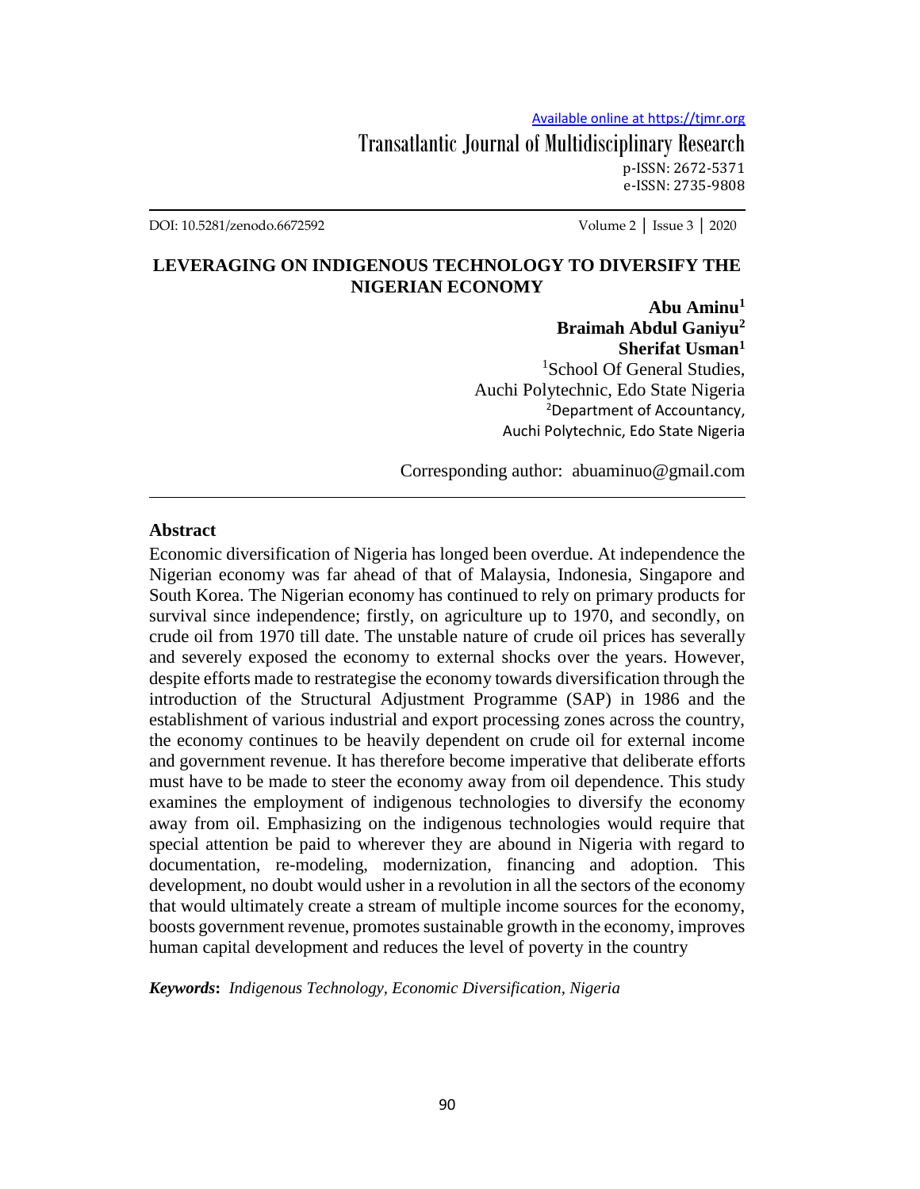# LEVERAGING ON INDIGENOUS TECHNOLOGY TO DIVERSIFY THE NIGERIAN ECONOMY

**Abu Aminu**[1]
**Braimah Abdul Ganiyu**[2]
**Sherifat Usman**[1]

[1]School Of General Studies, Auchi Polytechnic, Edo State Nigeria
[2]Department of Accountancy, Auchi Polytechnic, Edo State Nigeria

Corresponding author: abuaminuo@gmail.com

## Abstract

Economic diversification of Nigeria has longed been overdue. At independence the Nigerian economy was far ahead of that of Malaysia, Indonesia, Singapore and South Korea. The Nigerian economy has continued to rely on primary products for survival since independence; firstly, on agriculture up to 1970, and secondly, on crude oil from 1970 till date. The unstable nature of crude oil prices has severally and severely exposed the economy to external shocks over the years. However, despite efforts made to restrategise the economy towards diversification through the introduction of the Structural Adjustment Programme (SAP) in 1986 and the establishment of various industrial and export processing zones across the country, the economy continues to be heavily dependent on crude oil for external income and government revenue. It has therefore become imperative that deliberate efforts must have to be made to steer the economy away from oil dependence. This study examines the employment of indigenous technologies to diversify the economy away from oil. Emphasizing on the indigenous technologies would require that special attention be paid to wherever they are abound in Nigeria with regard to documentation, re-modeling, modernization, financing and adoption. This development, no doubt would usher in a revolution in all the sectors of the economy that would ultimately create a stream of multiple income sources for the economy, boosts government revenue, promotes sustainable growth in the economy, improves human capital development and reduces the level of poverty in the country

***Keywords*:** *Indigenous Technology, Economic Diversification, Nigeria*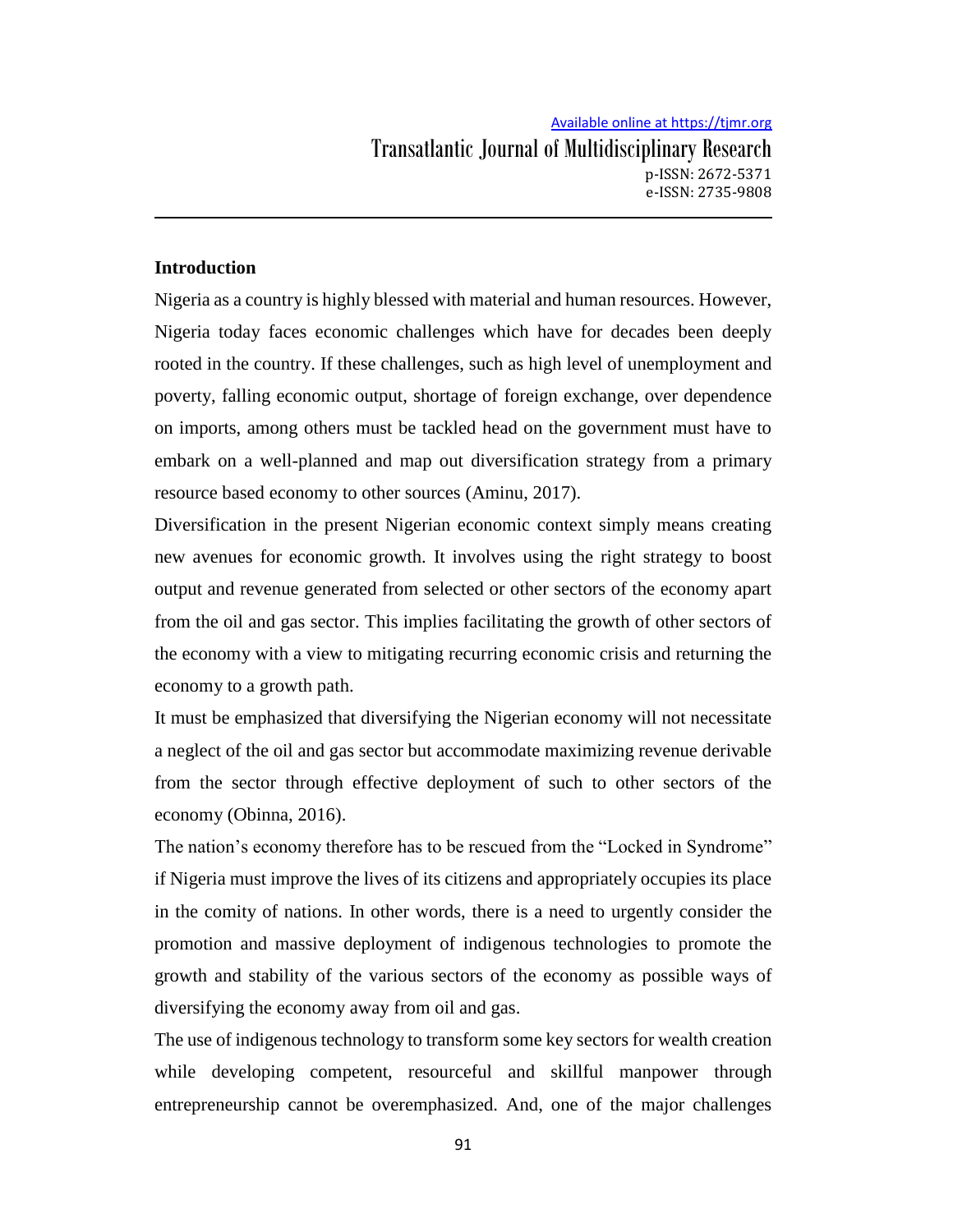## Introduction

Nigeria as a country is highly blessed with material and human resources. However, Nigeria today faces economic challenges which have for decades been deeply rooted in the country. If these challenges, such as high level of unemployment and poverty, falling economic output, shortage of foreign exchange, over dependence on imports, among others must be tackled head on the government must have to embark on a well-planned and map out diversification strategy from a primary resource based economy to other sources (Aminu, 2017).

Diversification in the present Nigerian economic context simply means creating new avenues for economic growth. It involves using the right strategy to boost output and revenue generated from selected or other sectors of the economy apart from the oil and gas sector. This implies facilitating the growth of other sectors of the economy with a view to mitigating recurring economic crisis and returning the economy to a growth path.

It must be emphasized that diversifying the Nigerian economy will not necessitate a neglect of the oil and gas sector but accommodate maximizing revenue derivable from the sector through effective deployment of such to other sectors of the economy (Obinna, 2016).

The nation's economy therefore has to be rescued from the "Locked in Syndrome" if Nigeria must improve the lives of its citizens and appropriately occupies its place in the comity of nations. In other words, there is a need to urgently consider the promotion and massive deployment of indigenous technologies to promote the growth and stability of the various sectors of the economy as possible ways of diversifying the economy away from oil and gas.

The use of indigenous technology to transform some key sectors for wealth creation while developing competent, resourceful and skillful manpower through entrepreneurship cannot be overemphasized. And, one of the major challenges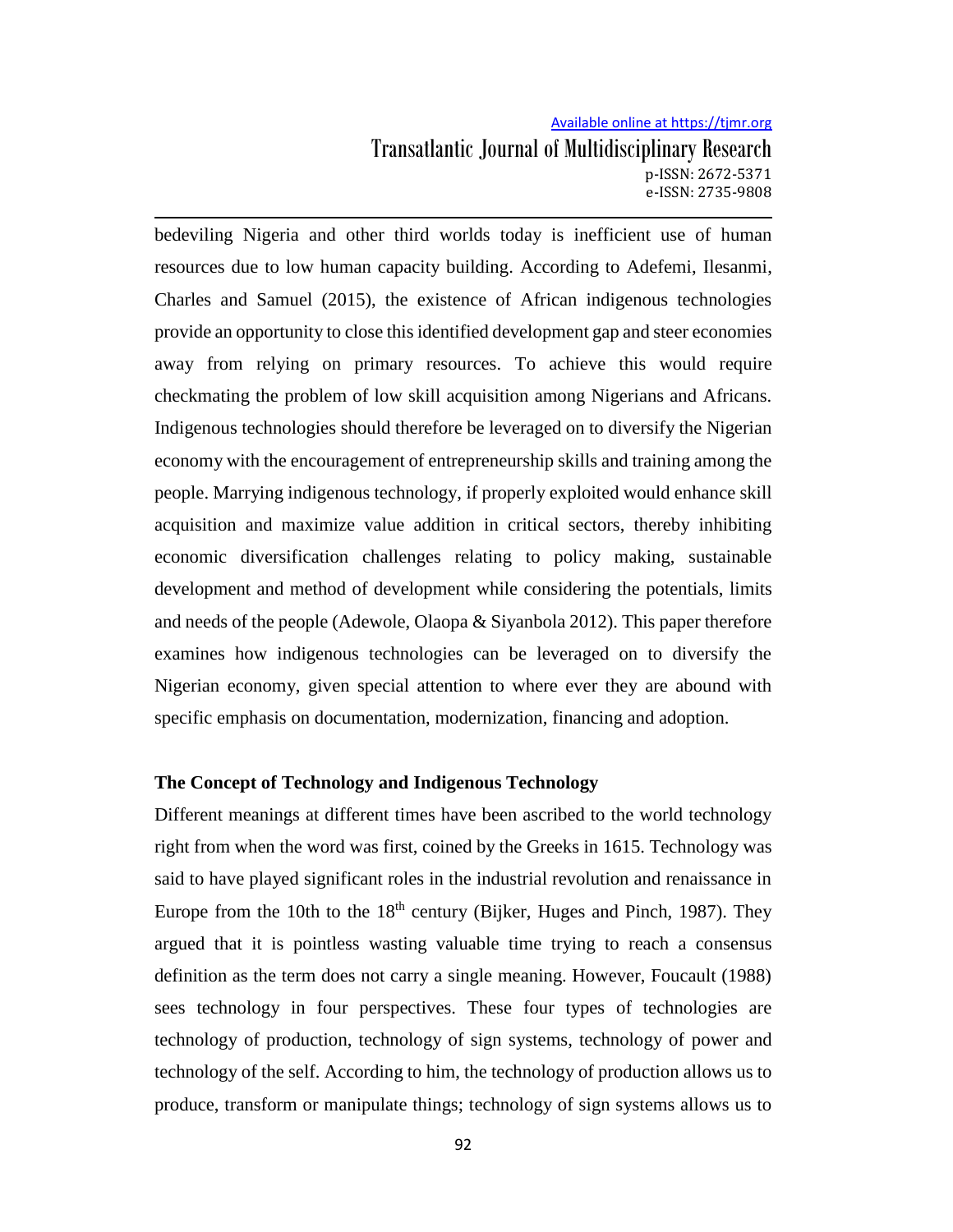bedeviling Nigeria and other third worlds today is inefficient use of human resources due to low human capacity building. According to Adefemi, Ilesanmi, Charles and Samuel (2015), the existence of African indigenous technologies provide an opportunity to close this identified development gap and steer economies away from relying on primary resources. To achieve this would require checkmating the problem of low skill acquisition among Nigerians and Africans. Indigenous technologies should therefore be leveraged on to diversify the Nigerian economy with the encouragement of entrepreneurship skills and training among the people. Marrying indigenous technology, if properly exploited would enhance skill acquisition and maximize value addition in critical sectors, thereby inhibiting economic diversification challenges relating to policy making, sustainable development and method of development while considering the potentials, limits and needs of the people (Adewole, Olaopa & Siyanbola 2012). This paper therefore examines how indigenous technologies can be leveraged on to diversify the Nigerian economy, given special attention to where ever they are abound with specific emphasis on documentation, modernization, financing and adoption.

## The Concept of Technology and Indigenous Technology

Different meanings at different times have been ascribed to the world technology right from when the word was first, coined by the Greeks in 1615. Technology was said to have played significant roles in the industrial revolution and renaissance in Europe from the 10th to the 18th century (Bijker, Huges and Pinch, 1987). They argued that it is pointless wasting valuable time trying to reach a consensus definition as the term does not carry a single meaning. However, Foucault (1988) sees technology in four perspectives. These four types of technologies are technology of production, technology of sign systems, technology of power and technology of the self. According to him, the technology of production allows us to produce, transform or manipulate things; technology of sign systems allows us to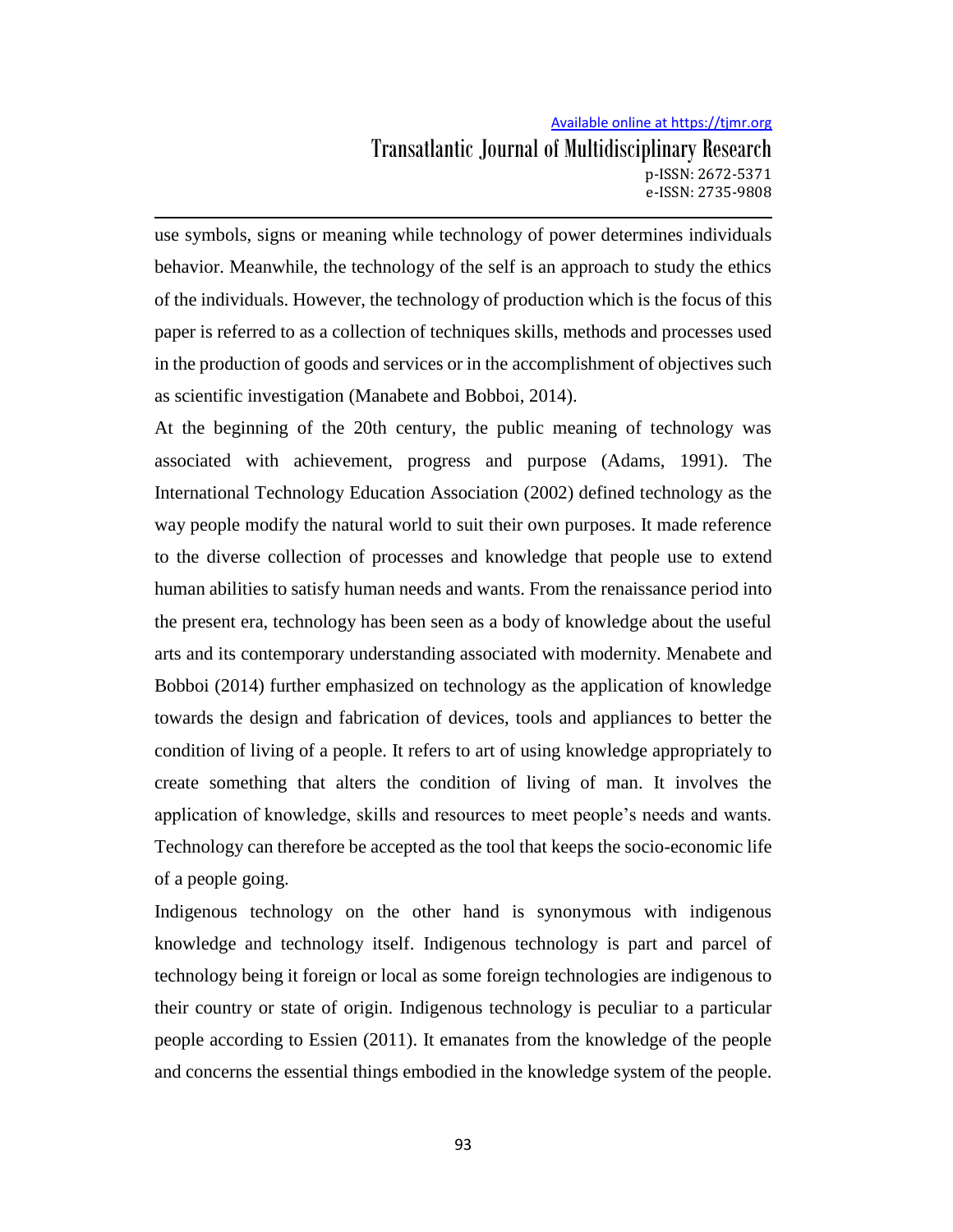use symbols, signs or meaning while technology of power determines individuals behavior. Meanwhile, the technology of the self is an approach to study the ethics of the individuals. However, the technology of production which is the focus of this paper is referred to as a collection of techniques skills, methods and processes used in the production of goods and services or in the accomplishment of objectives such as scientific investigation (Manabete and Bobboi, 2014).

At the beginning of the 20th century, the public meaning of technology was associated with achievement, progress and purpose (Adams, 1991). The International Technology Education Association (2002) defined technology as the way people modify the natural world to suit their own purposes. It made reference to the diverse collection of processes and knowledge that people use to extend human abilities to satisfy human needs and wants. From the renaissance period into the present era, technology has been seen as a body of knowledge about the useful arts and its contemporary understanding associated with modernity. Menabete and Bobboi (2014) further emphasized on technology as the application of knowledge towards the design and fabrication of devices, tools and appliances to better the condition of living of a people. It refers to art of using knowledge appropriately to create something that alters the condition of living of man. It involves the application of knowledge, skills and resources to meet people's needs and wants. Technology can therefore be accepted as the tool that keeps the socio-economic life of a people going.

Indigenous technology on the other hand is synonymous with indigenous knowledge and technology itself. Indigenous technology is part and parcel of technology being it foreign or local as some foreign technologies are indigenous to their country or state of origin. Indigenous technology is peculiar to a particular people according to Essien (2011). It emanates from the knowledge of the people and concerns the essential things embodied in the knowledge system of the people.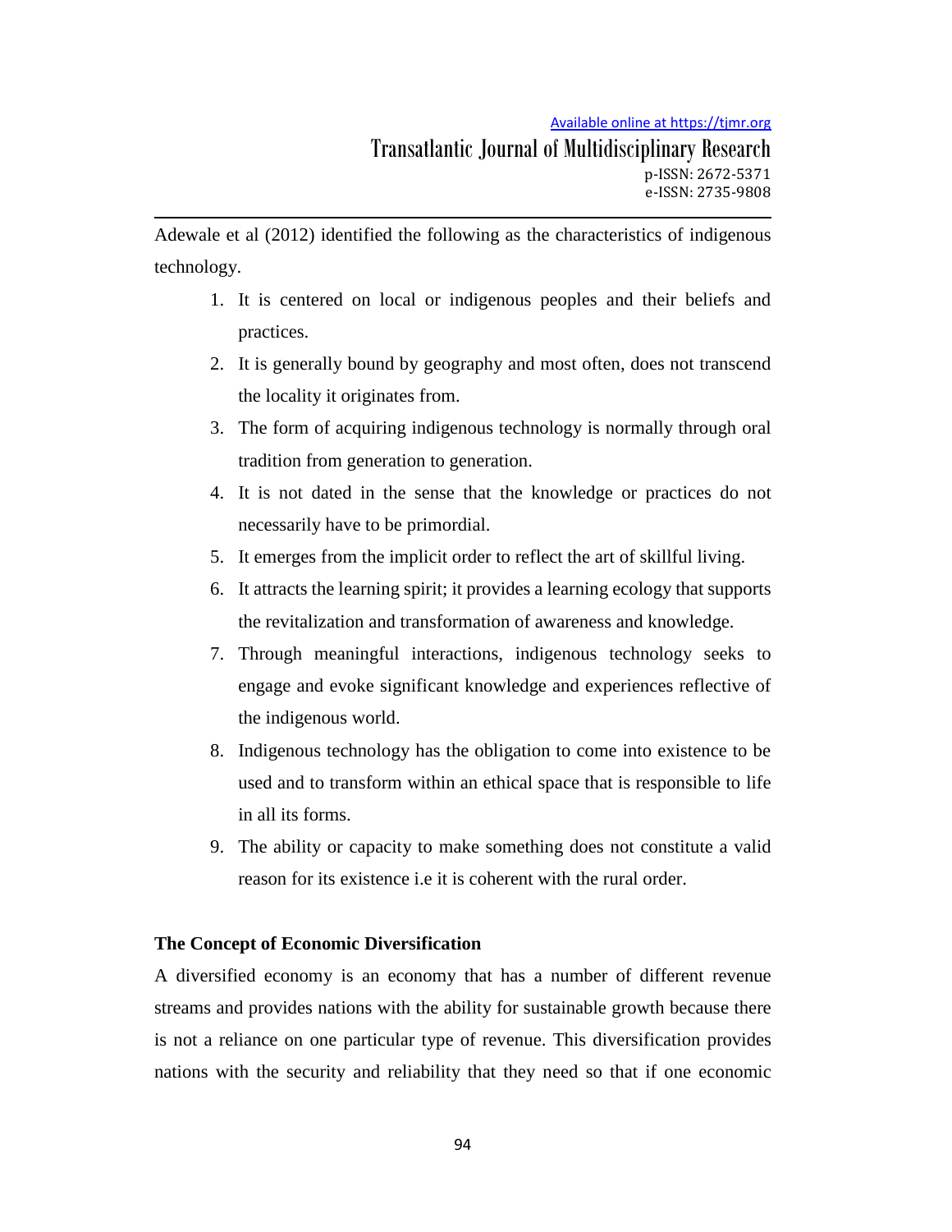Adewale et al (2012) identified the following as the characteristics of indigenous technology.

1. It is centered on local or indigenous peoples and their beliefs and practices.
2. It is generally bound by geography and most often, does not transcend the locality it originates from.
3. The form of acquiring indigenous technology is normally through oral tradition from generation to generation.
4. It is not dated in the sense that the knowledge or practices do not necessarily have to be primordial.
5. It emerges from the implicit order to reflect the art of skillful living.
6. It attracts the learning spirit; it provides a learning ecology that supports the revitalization and transformation of awareness and knowledge.
7. Through meaningful interactions, indigenous technology seeks to engage and evoke significant knowledge and experiences reflective of the indigenous world.
8. Indigenous technology has the obligation to come into existence to be used and to transform within an ethical space that is responsible to life in all its forms.
9. The ability or capacity to make something does not constitute a valid reason for its existence i.e it is coherent with the rural order.

**The Concept of Economic Diversification**

A diversified economy is an economy that has a number of different revenue streams and provides nations with the ability for sustainable growth because there is not a reliance on one particular type of revenue. This diversification provides nations with the security and reliability that they need so that if one economic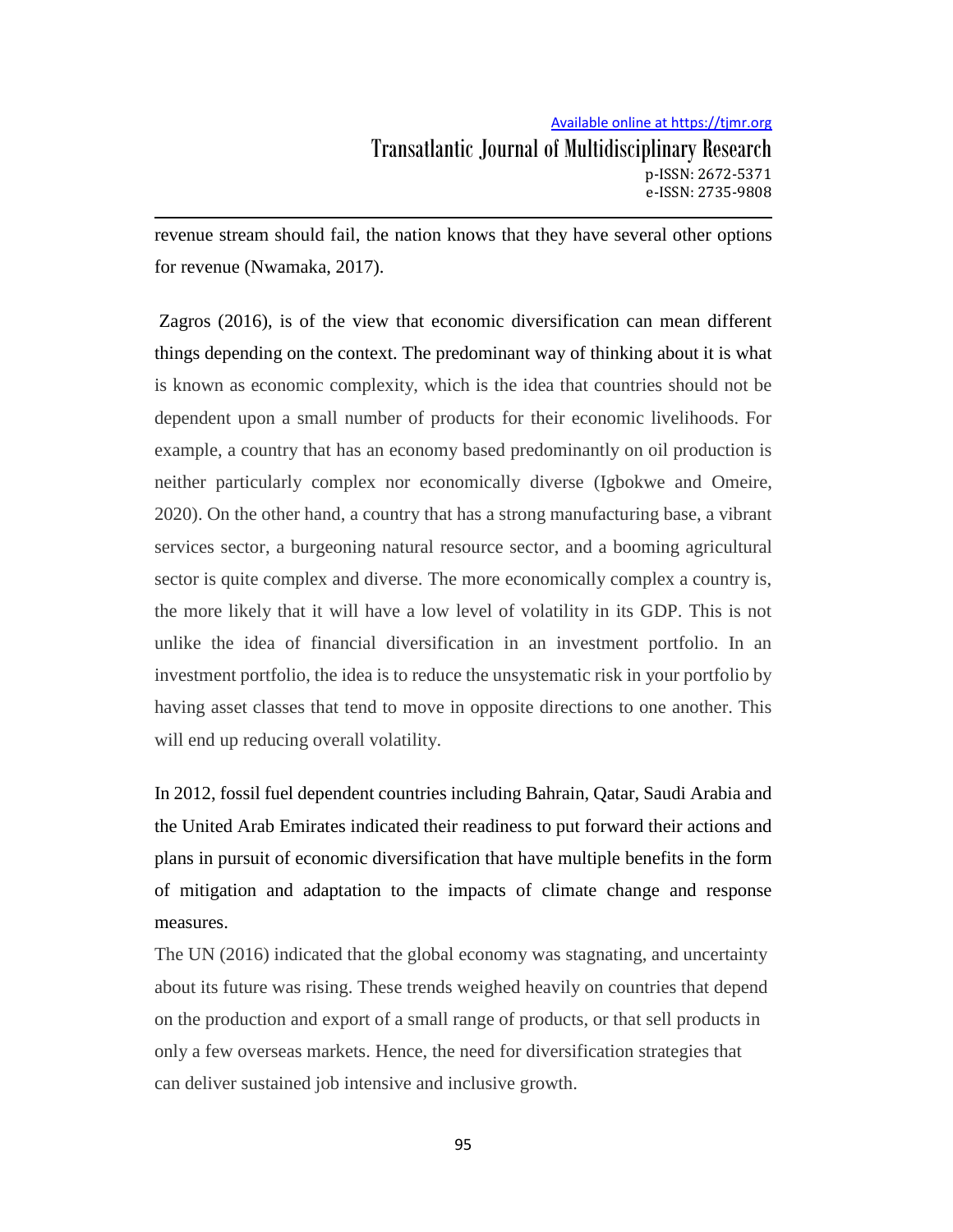revenue stream should fail, the nation knows that they have several other options for revenue (Nwamaka, 2017).

Zagros (2016), is of the view that economic diversification can mean different things depending on the context. The predominant way of thinking about it is what is known as economic complexity, which is the idea that countries should not be dependent upon a small number of products for their economic livelihoods. For example, a country that has an economy based predominantly on oil production is neither particularly complex nor economically diverse (Igbokwe and Omeire, 2020). On the other hand, a country that has a strong manufacturing base, a vibrant services sector, a burgeoning natural resource sector, and a booming agricultural sector is quite complex and diverse. The more economically complex a country is, the more likely that it will have a low level of volatility in its GDP. This is not unlike the idea of financial diversification in an investment portfolio. In an investment portfolio, the idea is to reduce the unsystematic risk in your portfolio by having asset classes that tend to move in opposite directions to one another. This will end up reducing overall volatility.

In 2012, fossil fuel dependent countries including Bahrain, Qatar, Saudi Arabia and the United Arab Emirates indicated their readiness to put forward their actions and plans in pursuit of economic diversification that have multiple benefits in the form of mitigation and adaptation to the impacts of climate change and response measures.

The UN (2016) indicated that the global economy was stagnating, and uncertainty about its future was rising. These trends weighed heavily on countries that depend on the production and export of a small range of products, or that sell products in only a few overseas markets. Hence, the need for diversification strategies that can deliver sustained job intensive and inclusive growth.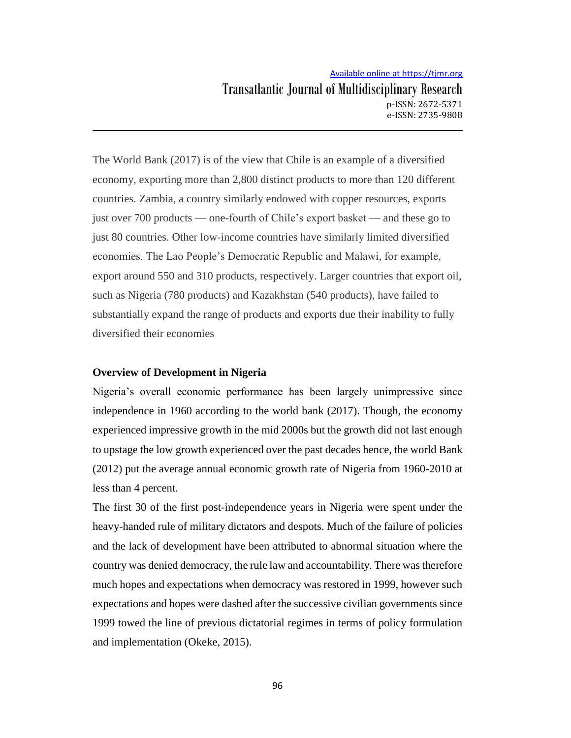The World Bank (2017) is of the view that Chile is an example of a diversified economy, exporting more than 2,800 distinct products to more than 120 different countries. Zambia, a country similarly endowed with copper resources, exports just over 700 products — one-fourth of Chile's export basket — and these go to just 80 countries. Other low-income countries have similarly limited diversified economies. The Lao People's Democratic Republic and Malawi, for example, export around 550 and 310 products, respectively. Larger countries that export oil, such as Nigeria (780 products) and Kazakhstan (540 products), have failed to substantially expand the range of products and exports due their inability to fully diversified their economies

**Overview of Development in Nigeria**

Nigeria's overall economic performance has been largely unimpressive since independence in 1960 according to the world bank (2017). Though, the economy experienced impressive growth in the mid 2000s but the growth did not last enough to upstage the low growth experienced over the past decades hence, the world Bank (2012) put the average annual economic growth rate of Nigeria from 1960-2010 at less than 4 percent.

The first 30 of the first post-independence years in Nigeria were spent under the heavy-handed rule of military dictators and despots. Much of the failure of policies and the lack of development have been attributed to abnormal situation where the country was denied democracy, the rule law and accountability. There was therefore much hopes and expectations when democracy was restored in 1999, however such expectations and hopes were dashed after the successive civilian governments since 1999 towed the line of previous dictatorial regimes in terms of policy formulation and implementation (Okeke, 2015).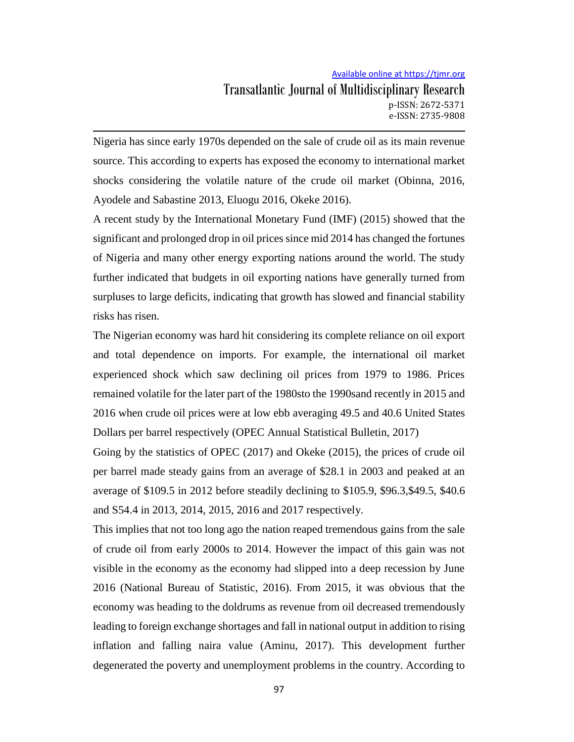Nigeria has since early 1970s depended on the sale of crude oil as its main revenue source. This according to experts has exposed the economy to international market shocks considering the volatile nature of the crude oil market (Obinna, 2016, Ayodele and Sabastine 2013, Eluogu 2016, Okeke 2016).

A recent study by the International Monetary Fund (IMF) (2015) showed that the significant and prolonged drop in oil prices since mid 2014 has changed the fortunes of Nigeria and many other energy exporting nations around the world. The study further indicated that budgets in oil exporting nations have generally turned from surpluses to large deficits, indicating that growth has slowed and financial stability risks has risen.

The Nigerian economy was hard hit considering its complete reliance on oil export and total dependence on imports. For example, the international oil market experienced shock which saw declining oil prices from 1979 to 1986. Prices remained volatile for the later part of the 1980sto the 1990sand recently in 2015 and 2016 when crude oil prices were at low ebb averaging 49.5 and 40.6 United States Dollars per barrel respectively (OPEC Annual Statistical Bulletin, 2017)

Going by the statistics of OPEC (2017) and Okeke (2015), the prices of crude oil per barrel made steady gains from an average of $28.1 in 2003 and peaked at an average of $109.5 in 2012 before steadily declining to $105.9, $96.3,$49.5, $40.6 and S54.4 in 2013, 2014, 2015, 2016 and 2017 respectively.

This implies that not too long ago the nation reaped tremendous gains from the sale of crude oil from early 2000s to 2014. However the impact of this gain was not visible in the economy as the economy had slipped into a deep recession by June 2016 (National Bureau of Statistic, 2016). From 2015, it was obvious that the economy was heading to the doldrums as revenue from oil decreased tremendously leading to foreign exchange shortages and fall in national output in addition to rising inflation and falling naira value (Aminu, 2017). This development further degenerated the poverty and unemployment problems in the country. According to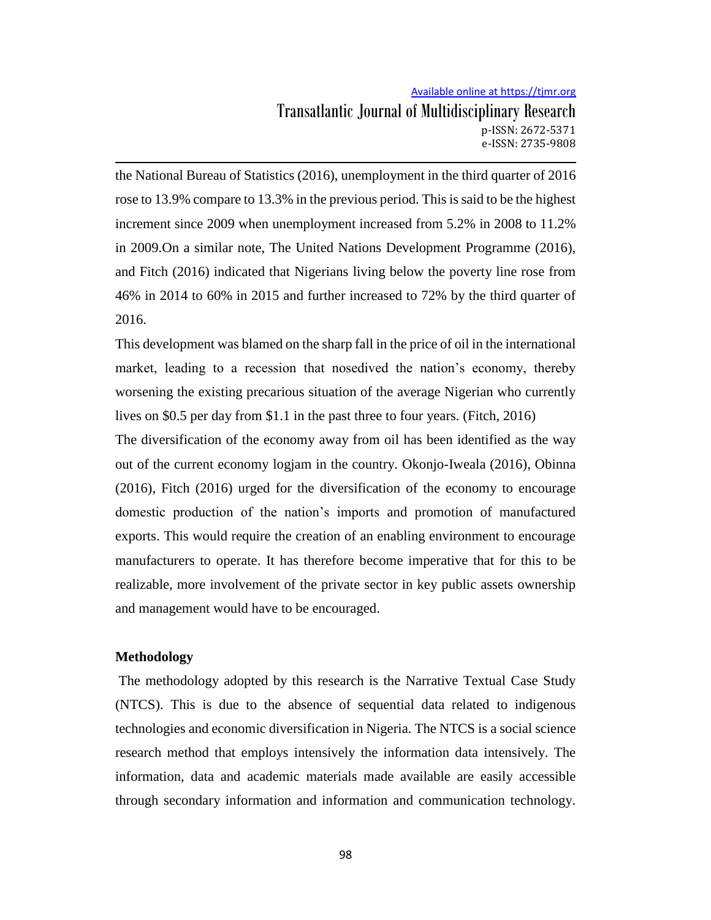the National Bureau of Statistics (2016), unemployment in the third quarter of 2016 rose to 13.9% compare to 13.3% in the previous period. This is said to be the highest increment since 2009 when unemployment increased from 5.2% in 2008 to 11.2% in 2009.On a similar note, The United Nations Development Programme (2016), and Fitch (2016) indicated that Nigerians living below the poverty line rose from 46% in 2014 to 60% in 2015 and further increased to 72% by the third quarter of 2016.

This development was blamed on the sharp fall in the price of oil in the international market, leading to a recession that nosedived the nation's economy, thereby worsening the existing precarious situation of the average Nigerian who currently lives on $0.5 per day from $1.1 in the past three to four years. (Fitch, 2016)

The diversification of the economy away from oil has been identified as the way out of the current economy logjam in the country. Okonjo-Iweala (2016), Obinna (2016), Fitch (2016) urged for the diversification of the economy to encourage domestic production of the nation's imports and promotion of manufactured exports. This would require the creation of an enabling environment to encourage manufacturers to operate. It has therefore become imperative that for this to be realizable, more involvement of the private sector in key public assets ownership and management would have to be encouraged.

**Methodology**

The methodology adopted by this research is the Narrative Textual Case Study (NTCS). This is due to the absence of sequential data related to indigenous technologies and economic diversification in Nigeria. The NTCS is a social science research method that employs intensively the information data intensively. The information, data and academic materials made available are easily accessible through secondary information and information and communication technology.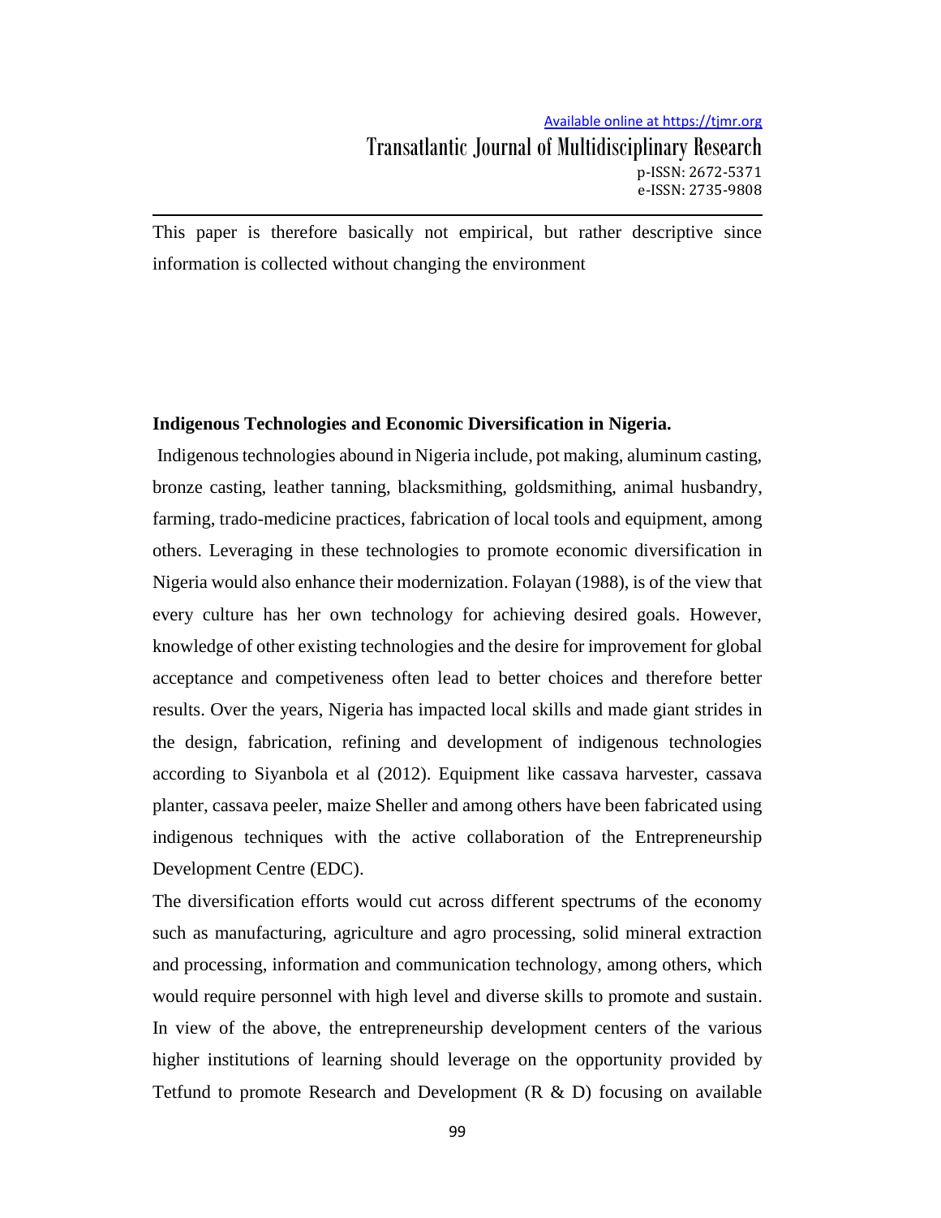This paper is therefore basically not empirical, but rather descriptive since information is collected without changing the environment

**Indigenous Technologies and Economic Diversification in Nigeria.**

Indigenous technologies abound in Nigeria include, pot making, aluminum casting, bronze casting, leather tanning, blacksmithing, goldsmithing, animal husbandry, farming, trado-medicine practices, fabrication of local tools and equipment, among others. Leveraging in these technologies to promote economic diversification in Nigeria would also enhance their modernization. Folayan (1988), is of the view that every culture has her own technology for achieving desired goals. However, knowledge of other existing technologies and the desire for improvement for global acceptance and competiveness often lead to better choices and therefore better results. Over the years, Nigeria has impacted local skills and made giant strides in the design, fabrication, refining and development of indigenous technologies according to Siyanbola et al (2012). Equipment like cassava harvester, cassava planter, cassava peeler, maize Sheller and among others have been fabricated using indigenous techniques with the active collaboration of the Entrepreneurship Development Centre (EDC).

The diversification efforts would cut across different spectrums of the economy such as manufacturing, agriculture and agro processing, solid mineral extraction and processing, information and communication technology, among others, which would require personnel with high level and diverse skills to promote and sustain. In view of the above, the entrepreneurship development centers of the various higher institutions of learning should leverage on the opportunity provided by Tetfund to promote Research and Development (R & D) focusing on available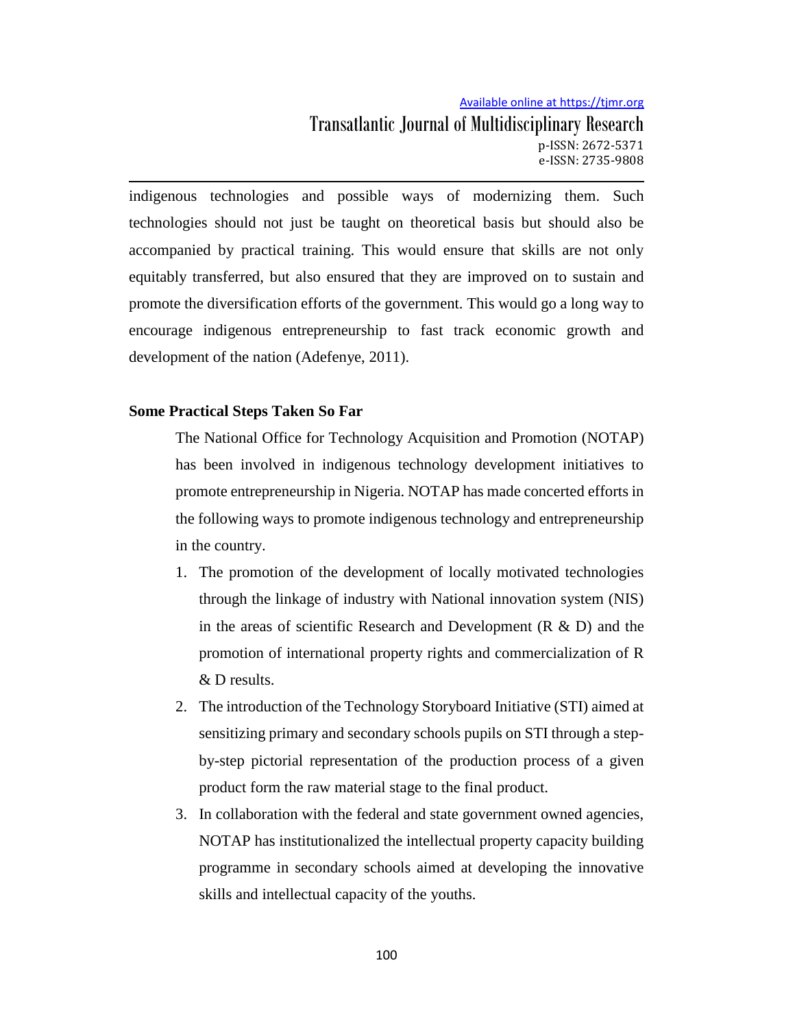indigenous technologies and possible ways of modernizing them. Such technologies should not just be taught on theoretical basis but should also be accompanied by practical training. This would ensure that skills are not only equitably transferred, but also ensured that they are improved on to sustain and promote the diversification efforts of the government. This would go a long way to encourage indigenous entrepreneurship to fast track economic growth and development of the nation (Adefenye, 2011).

**Some Practical Steps Taken So Far**

The National Office for Technology Acquisition and Promotion (NOTAP) has been involved in indigenous technology development initiatives to promote entrepreneurship in Nigeria. NOTAP has made concerted efforts in the following ways to promote indigenous technology and entrepreneurship in the country.

1. The promotion of the development of locally motivated technologies through the linkage of industry with National innovation system (NIS) in the areas of scientific Research and Development (R & D) and the promotion of international property rights and commercialization of R & D results.
2. The introduction of the Technology Storyboard Initiative (STI) aimed at sensitizing primary and secondary schools pupils on STI through a step-by-step pictorial representation of the production process of a given product form the raw material stage to the final product.
3. In collaboration with the federal and state government owned agencies, NOTAP has institutionalized the intellectual property capacity building programme in secondary schools aimed at developing the innovative skills and intellectual capacity of the youths.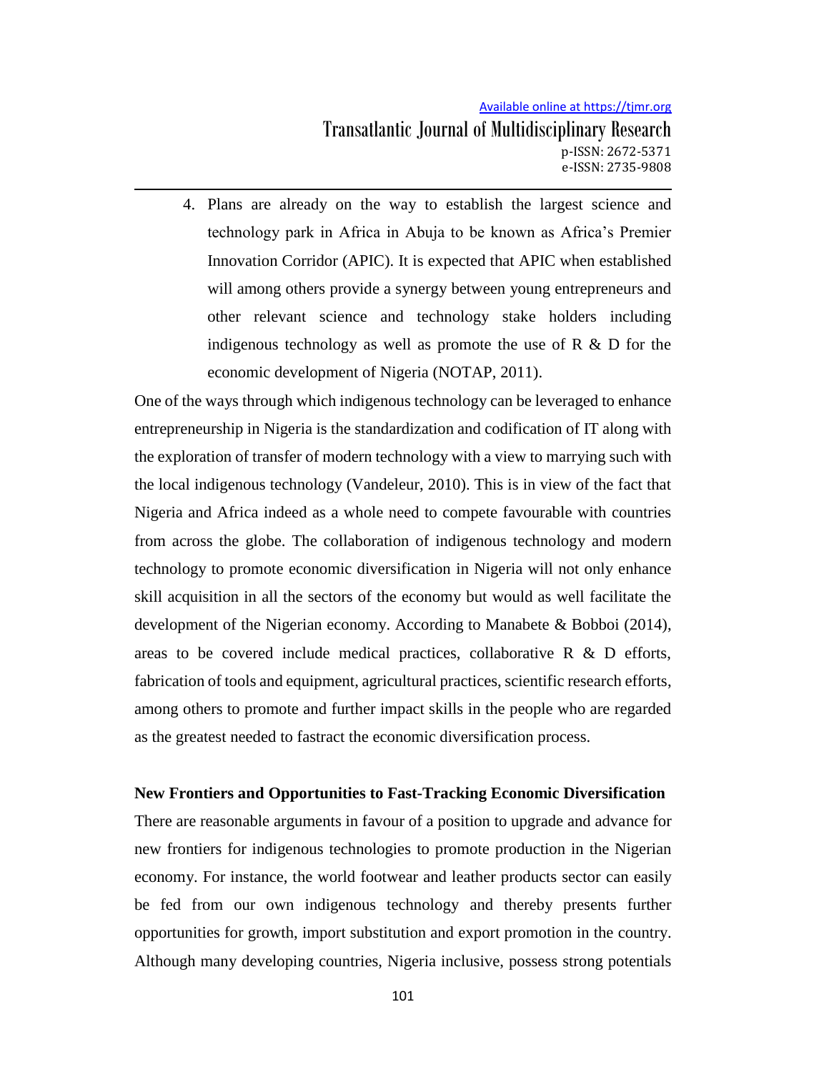4. Plans are already on the way to establish the largest science and technology park in Africa in Abuja to be known as Africa's Premier Innovation Corridor (APIC). It is expected that APIC when established will among others provide a synergy between young entrepreneurs and other relevant science and technology stake holders including indigenous technology as well as promote the use of R & D for the economic development of Nigeria (NOTAP, 2011).

One of the ways through which indigenous technology can be leveraged to enhance entrepreneurship in Nigeria is the standardization and codification of IT along with the exploration of transfer of modern technology with a view to marrying such with the local indigenous technology (Vandeleur, 2010). This is in view of the fact that Nigeria and Africa indeed as a whole need to compete favourable with countries from across the globe. The collaboration of indigenous technology and modern technology to promote economic diversification in Nigeria will not only enhance skill acquisition in all the sectors of the economy but would as well facilitate the development of the Nigerian economy. According to Manabete & Bobboi (2014), areas to be covered include medical practices, collaborative R & D efforts, fabrication of tools and equipment, agricultural practices, scientific research efforts, among others to promote and further impact skills in the people who are regarded as the greatest needed to fastract the economic diversification process.

**New Frontiers and Opportunities to Fast-Tracking Economic Diversification**

There are reasonable arguments in favour of a position to upgrade and advance for new frontiers for indigenous technologies to promote production in the Nigerian economy. For instance, the world footwear and leather products sector can easily be fed from our own indigenous technology and thereby presents further opportunities for growth, import substitution and export promotion in the country. Although many developing countries, Nigeria inclusive, possess strong potentials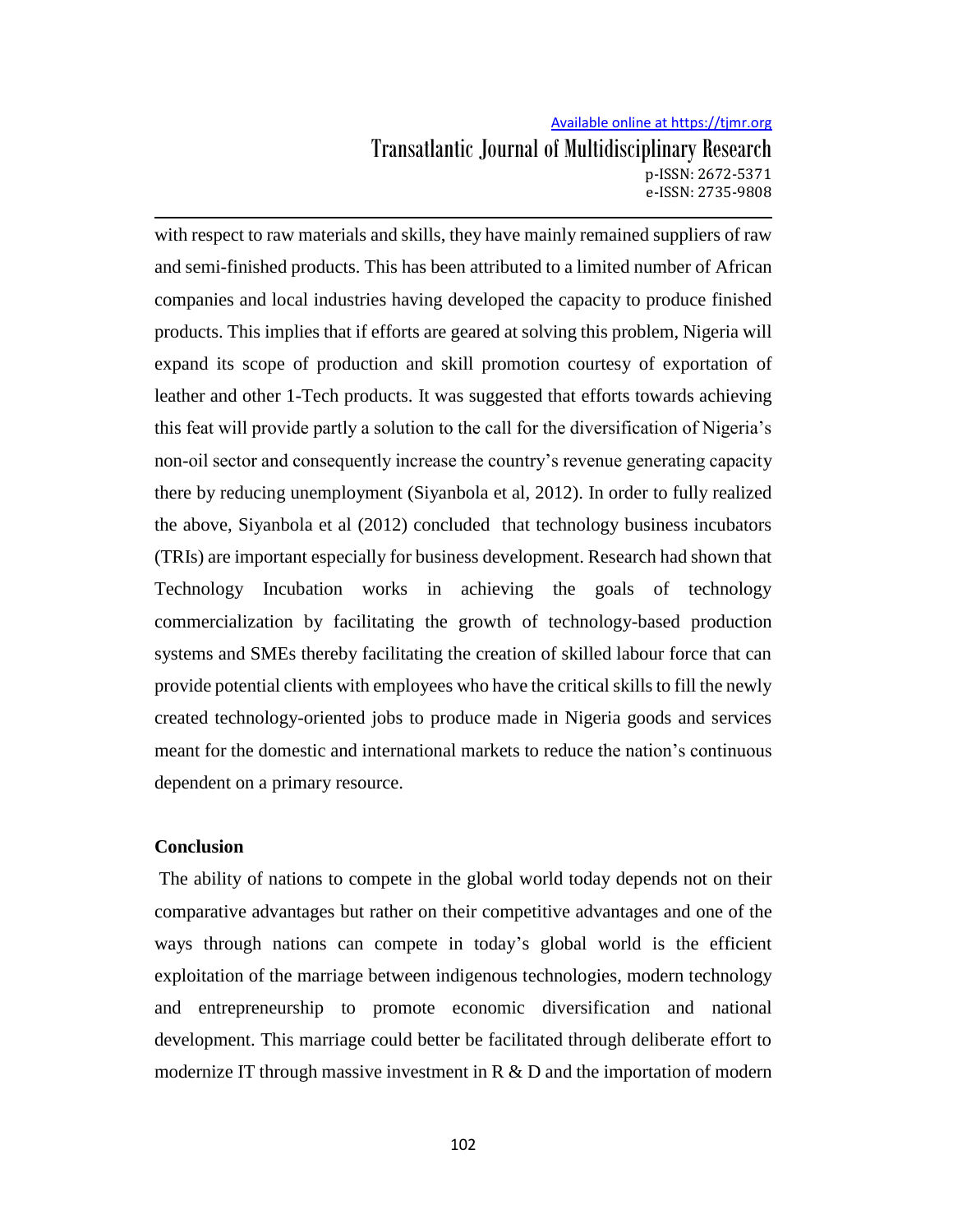with respect to raw materials and skills, they have mainly remained suppliers of raw and semi-finished products. This has been attributed to a limited number of African companies and local industries having developed the capacity to produce finished products. This implies that if efforts are geared at solving this problem, Nigeria will expand its scope of production and skill promotion courtesy of exportation of leather and other 1-Tech products. It was suggested that efforts towards achieving this feat will provide partly a solution to the call for the diversification of Nigeria's non-oil sector and consequently increase the country's revenue generating capacity there by reducing unemployment (Siyanbola et al, 2012). In order to fully realized the above, Siyanbola et al (2012) concluded that technology business incubators (TRIs) are important especially for business development. Research had shown that Technology Incubation works in achieving the goals of technology commercialization by facilitating the growth of technology-based production systems and SMEs thereby facilitating the creation of skilled labour force that can provide potential clients with employees who have the critical skills to fill the newly created technology-oriented jobs to produce made in Nigeria goods and services meant for the domestic and international markets to reduce the nation's continuous dependent on a primary resource.

**Conclusion**

The ability of nations to compete in the global world today depends not on their comparative advantages but rather on their competitive advantages and one of the ways through nations can compete in today's global world is the efficient exploitation of the marriage between indigenous technologies, modern technology and entrepreneurship to promote economic diversification and national development. This marriage could better be facilitated through deliberate effort to modernize IT through massive investment in R & D and the importation of modern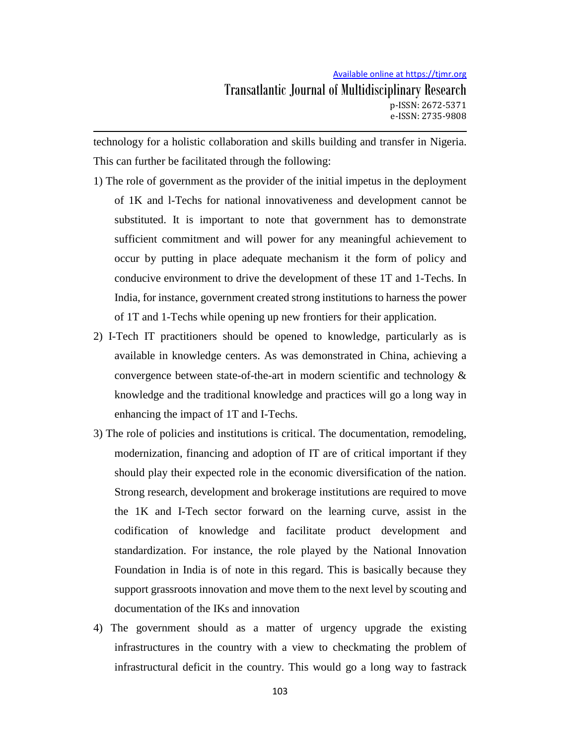technology for a holistic collaboration and skills building and transfer in Nigeria. This can further be facilitated through the following:

1) The role of government as the provider of the initial impetus in the deployment of 1K and l-Techs for national innovativeness and development cannot be substituted. It is important to note that government has to demonstrate sufficient commitment and will power for any meaningful achievement to occur by putting in place adequate mechanism it the form of policy and conducive environment to drive the development of these 1T and 1-Techs. In India, for instance, government created strong institutions to harness the power of 1T and 1-Techs while opening up new frontiers for their application.
2) I-Tech IT practitioners should be opened to knowledge, particularly as is available in knowledge centers. As was demonstrated in China, achieving a convergence between state-of-the-art in modern scientific and technology & knowledge and the traditional knowledge and practices will go a long way in enhancing the impact of 1T and I-Techs.
3) The role of policies and institutions is critical. The documentation, remodeling, modernization, financing and adoption of IT are of critical important if they should play their expected role in the economic diversification of the nation. Strong research, development and brokerage institutions are required to move the 1K and I-Tech sector forward on the learning curve, assist in the codification of knowledge and facilitate product development and standardization. For instance, the role played by the National Innovation Foundation in India is of note in this regard. This is basically because they support grassroots innovation and move them to the next level by scouting and documentation of the IKs and innovation
4) The government should as a matter of urgency upgrade the existing infrastructures in the country with a view to checkmating the problem of infrastructural deficit in the country. This would go a long way to fastrack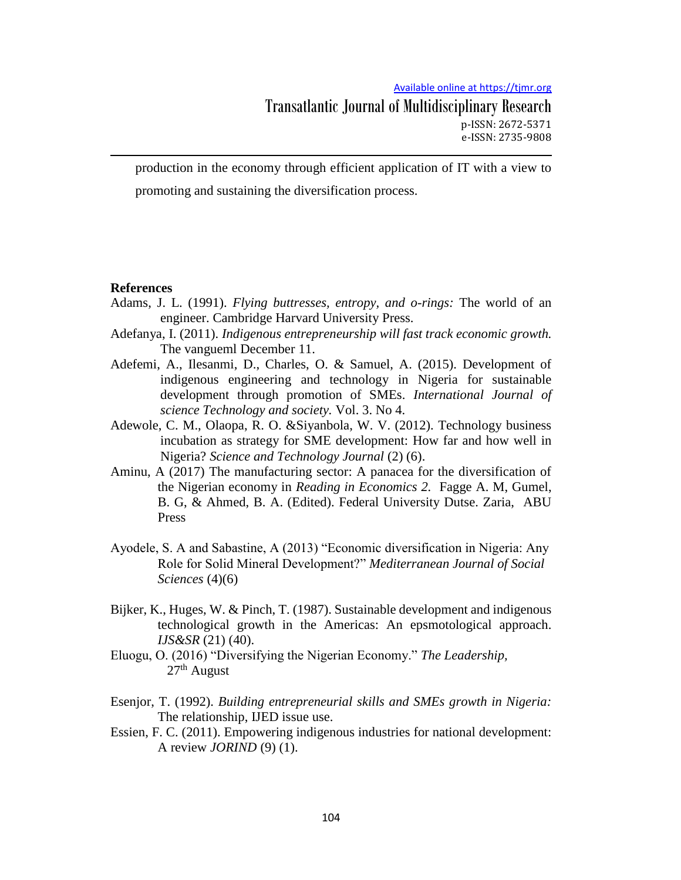production in the economy through efficient application of IT with a view to promoting and sustaining the diversification process.

**References**

Adams, J. L. (1991). *Flying buttresses, entropy, and o-rings:* The world of an engineer. Cambridge Harvard University Press.

Adefanya, I. (2011). *Indigenous entrepreneurship will fast track economic growth.* The vangueml December 11.

Adefemi, A., Ilesanmi, D., Charles, O. & Samuel, A. (2015). Development of indigenous engineering and technology in Nigeria for sustainable development through promotion of SMEs. *International Journal of science Technology and society.* Vol. 3. No 4.

Adewole, C. M., Olaopa, R. O. &Siyanbola, W. V. (2012). Technology business incubation as strategy for SME development: How far and how well in Nigeria? *Science and Technology Journal* (2) (6).

Aminu, A (2017) The manufacturing sector: A panacea for the diversification of the Nigerian economy in *Reading in Economics 2.* Fagge A. M, Gumel, B. G, & Ahmed, B. A. (Edited). Federal University Dutse. Zaria, ABU Press

Ayodele, S. A and Sabastine, A (2013) "Economic diversification in Nigeria: Any Role for Solid Mineral Development?" *Mediterranean Journal of Social Sciences* (4)(6)

Bijker, K., Huges, W. & Pinch, T. (1987). Sustainable development and indigenous technological growth in the Americas: An epsmotological approach. *IJS&SR* (21) (40).

Eluogu, O. (2016) "Diversifying the Nigerian Economy." *The Leadership,* 27th August

Esenjor, T. (1992). *Building entrepreneurial skills and SMEs growth in Nigeria:* The relationship, IJED issue use.

Essien, F. C. (2011). Empowering indigenous industries for national development: A review *JORIND* (9) (1).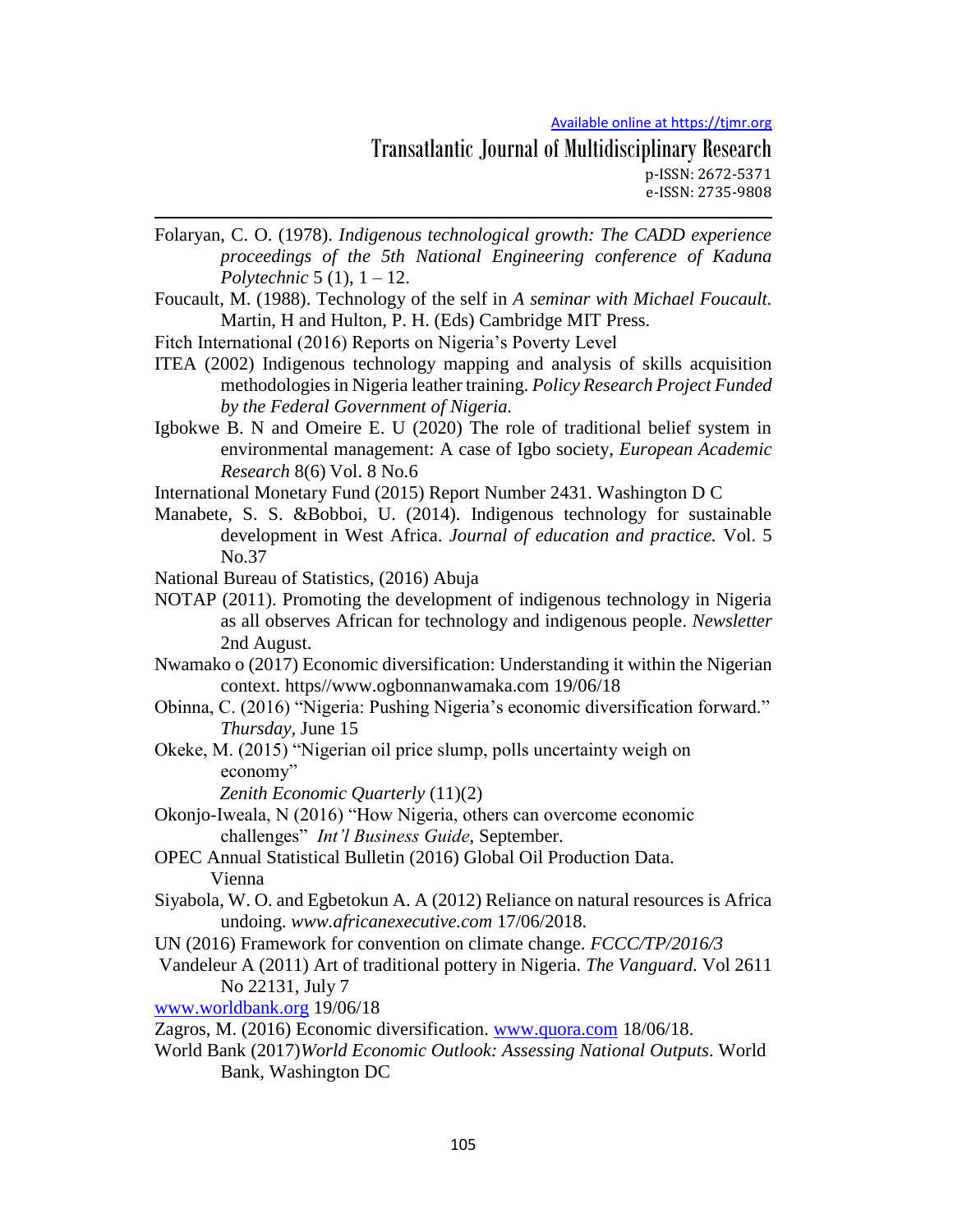Folaryan, C. O. (1978). *Indigenous technological growth: The CADD experience proceedings of the 5th National Engineering conference of Kaduna Polytechnic* 5 (1), 1 – 12.

Foucault, M. (1988). Technology of the self in *A seminar with Michael Foucault.* Martin, H and Hulton, P. H. (Eds) Cambridge MIT Press.

Fitch International (2016) Reports on Nigeria's Poverty Level

ITEA (2002) Indigenous technology mapping and analysis of skills acquisition methodologies in Nigeria leather training. *Policy Research Project Funded by the Federal Government of Nigeria.*

Igbokwe B. N and Omeire E. U (2020) The role of traditional belief system in environmental management: A case of Igbo society, *European Academic Research* 8(6) Vol. 8 No.6

International Monetary Fund (2015) Report Number 2431. Washington D C

Manabete, S. S. &Bobboi, U. (2014). Indigenous technology for sustainable development in West Africa. *Journal of education and practice.* Vol. 5 No.37

National Bureau of Statistics, (2016) Abuja

NOTAP (2011). Promoting the development of indigenous technology in Nigeria as all observes African for technology and indigenous people. *Newsletter* 2nd August.

Nwamako o (2017) Economic diversification: Understanding it within the Nigerian context. https//www.ogbonnanwamaka.com 19/06/18

Obinna, C. (2016) "Nigeria: Pushing Nigeria's economic diversification forward." *Thursday*, June 15

Okeke, M. (2015) "Nigerian oil price slump, polls uncertainty weigh on economy" *Zenith Economic Quarterly* (11)(2)

Okonjo-Iweala, N (2016) "How Nigeria, others can overcome economic challenges" *Int'l Business Guide*, September.

OPEC Annual Statistical Bulletin (2016) Global Oil Production Data. Vienna

Siyabola, W. O. and Egbetokun A. A (2012) Reliance on natural resources is Africa undoing. *www.africanexecutive.com* 17/06/2018.

UN (2016) Framework for convention on climate change. *FCCC/TP/2016/3*

Vandeleur A (2011) Art of traditional pottery in Nigeria. *The Vanguard.* Vol 2611 No 22131, July 7

www.worldbank.org 19/06/18

Zagros, M. (2016) Economic diversification. www.quora.com 18/06/18.

World Bank (2017)*World Economic Outlook: Assessing National Outputs*. World Bank, Washington DC